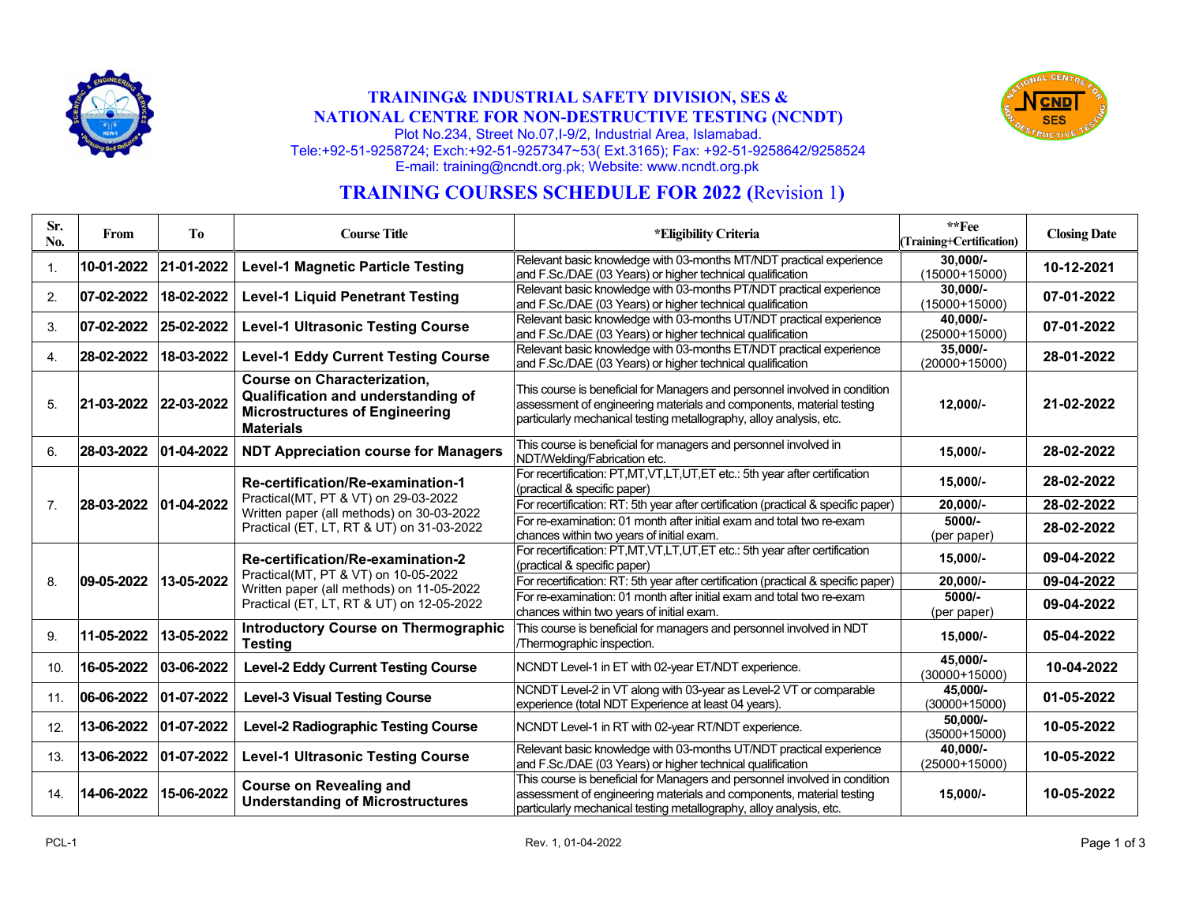# TRAINING& INDUSTRIAL SAFETY DIVISION, SES & NATIONAL CENTRE FOR NON-DESTRUCTIVE TESTING (NCNDT)

Plot No.234, Street No.07,I-9/2, Industrial Area, Islamabad.
Tele:+92-51-9258724; Exch:+92-51-9257347~53( Ext.3165); Fax: +92-51-9258642/9258524
E-mail: training@ncndt.org.pk; Website: www.ncndt.org.pk

## TRAINING COURSES SCHEDULE FOR 2022 (Revision 1)

| Sr. No. | From | To | Course Title | *Eligibility Criteria | **Fee (Training+Certification) | Closing Date |
|---|---|---|---|---|---|---|
| 1. | 10-01-2022 | 21-01-2022 | **Level-1 Magnetic Particle Testing** | Relevant basic knowledge with 03-months MT/NDT practical experience and F.Sc./DAE (03 Years) or higher technical qualification | **30,000/-** (15000+15000) | **10-12-2021** |
| 2. | 07-02-2022 | 18-02-2022 | **Level-1 Liquid Penetrant Testing** | Relevant basic knowledge with 03-months PT/NDT practical experience and F.Sc./DAE (03 Years) or higher technical qualification | **30,000/-** (15000+15000) | **07-01-2022** |
| 3. | 07-02-2022 | 25-02-2022 | **Level-1 Ultrasonic Testing Course** | Relevant basic knowledge with 03-months UT/NDT practical experience and F.Sc./DAE (03 Years) or higher technical qualification | **40,000/-** (25000+15000) | **07-01-2022** |
| 4. | 28-02-2022 | 18-03-2022 | **Level-1 Eddy Current Testing Course** | Relevant basic knowledge with 03-months ET/NDT practical experience and F.Sc./DAE (03 Years) or higher technical qualification | **35,000/-** (20000+15000) | **28-01-2022** |
| 5. | 21-03-2022 | 22-03-2022 | **Course on Characterization, Qualification and understanding of Microstructures of Engineering Materials** | This course is beneficial for Managers and personnel involved in condition assessment of engineering materials and components, material testing particularly mechanical testing metallography, alloy analysis, etc. | **12,000/-** | **21-02-2022** |
| 6. | 28-03-2022 | 01-04-2022 | **NDT Appreciation course for Managers** | This course is beneficial for managers and personnel involved in NDT/Welding/Fabrication etc. | **15,000/-** | **28-02-2022** |
| 7. | 28-03-2022 | 01-04-2022 | **Re-certification/Re-examination-1** Practical(MT, PT & VT) on 29-03-2022 Written paper (all methods) on 30-03-2022 Practical (ET, LT, RT & UT) on 31-03-2022 | For recertification: PT,MT,VT,LT,UT,ET etc.: 5th year after certification (practical & specific paper) | **15,000/-** | **28-02-2022** |
| | | | | For recertification: RT: 5th year after certification (practical & specific paper) | **20,000/-** | **28-02-2022** |
| | | | | For re-examination: 01 month after initial exam and total two re-exam chances within two years of initial exam. | **5000/-** (per paper) | **28-02-2022** |
| 8. | 09-05-2022 | 13-05-2022 | **Re-certification/Re-examination-2** Practical(MT, PT & VT) on 10-05-2022 Written paper (all methods) on 11-05-2022 Practical (ET, LT, RT & UT) on 12-05-2022 | For recertification: PT,MT,VT,LT,UT,ET etc.: 5th year after certification (practical & specific paper) | **15,000/-** | **09-04-2022** |
| | | | | For recertification: RT: 5th year after certification (practical & specific paper) | **20,000/-** | **09-04-2022** |
| | | | | For re-examination: 01 month after initial exam and total two re-exam chances within two years of initial exam. | **5000/-** (per paper) | **09-04-2022** |
| 9. | 11-05-2022 | 13-05-2022 | **Introductory Course on Thermographic Testing** | This course is beneficial for managers and personnel involved in NDT /Thermographic inspection. | **15,000/-** | **05-04-2022** |
| 10. | 16-05-2022 | 03-06-2022 | **Level-2 Eddy Current Testing Course** | NCNDT Level-1 in ET with 02-year ET/NDT experience. | **45,000/-** (30000+15000) | **10-04-2022** |
| 11. | 06-06-2022 | 01-07-2022 | **Level-3 Visual Testing Course** | NCNDT Level-2 in VT along with 03-year as Level-2 VT or comparable experience (total NDT Experience at least 04 years). | **45,000/-** (30000+15000) | **01-05-2022** |
| 12. | 13-06-2022 | 01-07-2022 | **Level-2 Radiographic Testing Course** | NCNDT Level-1 in RT with 02-year RT/NDT experience. | **50,000/-** (35000+15000) | **10-05-2022** |
| 13. | 13-06-2022 | 01-07-2022 | **Level-1 Ultrasonic Testing Course** | Relevant basic knowledge with 03-months UT/NDT practical experience and F.Sc./DAE (03 Years) or higher technical qualification | **40,000/-** (25000+15000) | **10-05-2022** |
| 14. | 14-06-2022 | 15-06-2022 | **Course on Revealing and Understanding of Microstructures** | This course is beneficial for Managers and personnel involved in condition assessment of engineering materials and components, material testing particularly mechanical testing metallography, alloy analysis, etc. | **15,000/-** | **10-05-2022** |

PCL-1 Rev. 1, 01-04-2022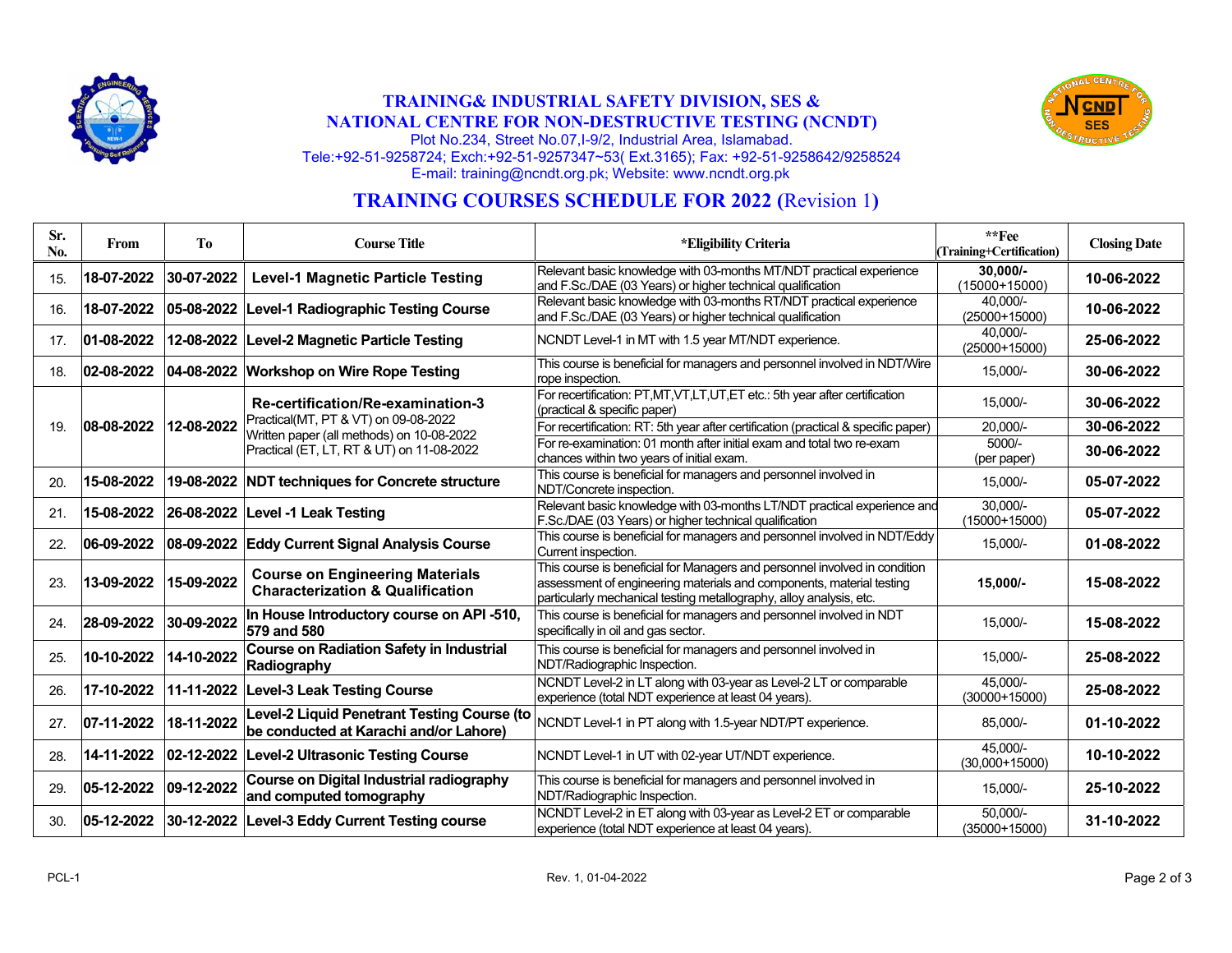**TRAINING& INDUSTRIAL SAFETY DIVISION, SES &**
**NATIONAL CENTRE FOR NON-DESTRUCTIVE TESTING (NCNDT)**
Plot No.234, Street No.07,I-9/2, Industrial Area, Islamabad.
Tele:+92-51-9258724; Exch:+92-51-9257347~53( Ext.3165); Fax: +92-51-9258642/9258524
E-mail: training@ncndt.org.pk; Website: www.ncndt.org.pk

## TRAINING COURSES SCHEDULE FOR 2022 (Revision 1)

| Sr. No. | From | To | Course Title | *Eligibility Criteria | **Fee (Training+Certification) | Closing Date |
|---|---|---|---|---|---|---|
| 15. | 18-07-2022 | 30-07-2022 | **Level-1 Magnetic Particle Testing** | Relevant basic knowledge with 03-months MT/NDT practical experience and F.Sc./DAE (03 Years) or higher technical qualification | **30,000/-** (15000+15000) | 10-06-2022 |
| 16. | 18-07-2022 | 05-08-2022 | **Level-1 Radiographic Testing Course** | Relevant basic knowledge with 03-months RT/NDT practical experience and F.Sc./DAE (03 Years) or higher technical qualification | 40,000/- (25000+15000) | 10-06-2022 |
| 17. | 01-08-2022 | 12-08-2022 | **Level-2 Magnetic Particle Testing** | NCNDT Level-1 in MT with 1.5 year MT/NDT experience. | 40,000/- (25000+15000) | 25-06-2022 |
| 18. | 02-08-2022 | 04-08-2022 | **Workshop on Wire Rope Testing** | This course is beneficial for managers and personnel involved in NDT/Wire rope inspection. | 15,000/- | 30-06-2022 |
| 19. | 08-08-2022 | 12-08-2022 | **Re-certification/Re-examination-3** Practical(MT, PT & VT) on 09-08-2022 Written paper (all methods) on 10-08-2022 Practical (ET, LT, RT & UT) on 11-08-2022 | For recertification: PT,MT,VT,LT,UT,ET etc.: 5th year after certification (practical & specific paper) | 15,000/- | 30-06-2022 |
| | | | | For recertification: RT: 5th year after certification (practical & specific paper) | 20,000/- | 30-06-2022 |
| | | | | For re-examination: 01 month after initial exam and total two re-exam chances within two years of initial exam. | 5000/- (per paper) | 30-06-2022 |
| 20. | 15-08-2022 | 19-08-2022 | **NDT techniques for Concrete structure** | This course is beneficial for managers and personnel involved in NDT/Concrete inspection. | 15,000/- | 05-07-2022 |
| 21. | 15-08-2022 | 26-08-2022 | **Level -1 Leak Testing** | Relevant basic knowledge with 03-months LT/NDT practical experience and F.Sc./DAE (03 Years) or higher technical qualification | 30,000/- (15000+15000) | 05-07-2022 |
| 22. | 06-09-2022 | 08-09-2022 | **Eddy Current Signal Analysis Course** | This course is beneficial for managers and personnel involved in NDT/Eddy Current inspection. | 15,000/- | 01-08-2022 |
| 23. | 13-09-2022 | 15-09-2022 | **Course on Engineering Materials Characterization & Qualification** | This course is beneficial for Managers and personnel involved in condition assessment of engineering materials and components, material testing particularly mechanical testing metallography, alloy analysis, etc. | **15,000/-** | 15-08-2022 |
| 24. | 28-09-2022 | 30-09-2022 | **In House Introductory course on API -510, 579 and 580** | This course is beneficial for managers and personnel involved in NDT specifically in oil and gas sector. | 15,000/- | 15-08-2022 |
| 25. | 10-10-2022 | 14-10-2022 | **Course on Radiation Safety in Industrial Radiography** | This course is beneficial for managers and personnel involved in NDT/Radiographic Inspection. | 15,000/- | 25-08-2022 |
| 26. | 17-10-2022 | 11-11-2022 | **Level-3 Leak Testing Course** | NCNDT Level-2 in LT along with 03-year as Level-2 LT or comparable experience (total NDT experience at least 04 years). | 45,000/- (30000+15000) | 25-08-2022 |
| 27. | 07-11-2022 | 18-11-2022 | **Level-2 Liquid Penetrant Testing Course (to be conducted at Karachi and/or Lahore)** | NCNDT Level-1 in PT along with 1.5-year NDT/PT experience. | 85,000/- | 01-10-2022 |
| 28. | 14-11-2022 | 02-12-2022 | **Level-2 Ultrasonic Testing Course** | NCNDT Level-1 in UT with 02-year UT/NDT experience. | 45,000/- (30,000+15000) | 10-10-2022 |
| 29. | 05-12-2022 | 09-12-2022 | **Course on Digital Industrial radiography and computed tomography** | This course is beneficial for managers and personnel involved in NDT/Radiographic Inspection. | 15,000/- | 25-10-2022 |
| 30. | 05-12-2022 | 30-12-2022 | **Level-3 Eddy Current Testing course** | NCNDT Level-2 in ET along with 03-year as Level-2 ET or comparable experience (total NDT experience at least 04 years). | 50,000/- (35000+15000) | 31-10-2022 |

PCL-1 Rev. 1, 01-04-2022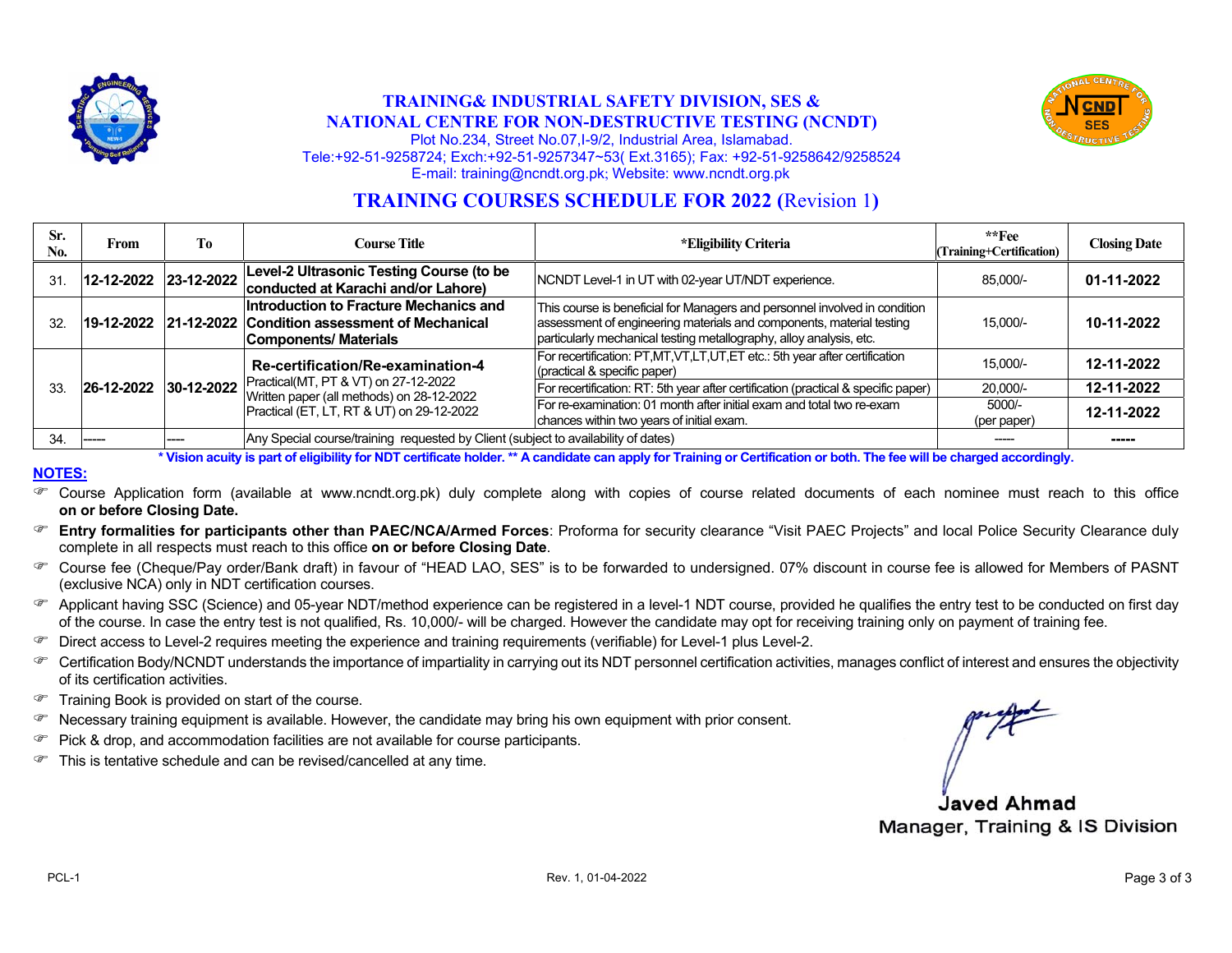**TRAINING& INDUSTRIAL SAFETY DIVISION, SES &**
**NATIONAL CENTRE FOR NON-DESTRUCTIVE TESTING (NCNDT)**
Plot No.234, Street No.07,I-9/2, Industrial Area, Islamabad.
Tele:+92-51-9258724; Exch:+92-51-9257347~53( Ext.3165); Fax: +92-51-9258642/9258524
E-mail: training@ncndt.org.pk; Website: www.ncndt.org.pk

# TRAINING COURSES SCHEDULE FOR 2022 (Revision 1)

| Sr. No. | From | To | Course Title | *Eligibility Criteria | **Fee (Training+Certification) | Closing Date |
|---|---|---|---|---|---|---|
| 31. | 12-12-2022 | 23-12-2022 | **Level-2 Ultrasonic Testing Course (to be conducted at Karachi and/or Lahore)** | NCNDT Level-1 in UT with 02-year UT/NDT experience. | 85,000/- | **01-11-2022** |
| 32. | 19-12-2022 | 21-12-2022 | **Introduction to Fracture Mechanics and Condition assessment of Mechanical Components/ Materials** | This course is beneficial for Managers and personnel involved in condition assessment of engineering materials and components, material testing particularly mechanical testing metallography, alloy analysis, etc. | 15,000/- | **10-11-2022** |
| 33. | 26-12-2022 | 30-12-2022 | **Re-certification/Re-examination-4** Practical(MT, PT & VT) on 27-12-2022 Written paper (all methods) on 28-12-2022 Practical (ET, LT, RT & UT) on 29-12-2022 | For recertification: PT,MT,VT,LT,UT,ET etc.: 5th year after certification (practical & specific paper) | 15,000/- | **12-11-2022** |
| | | | | For recertification: RT: 5th year after certification (practical & specific paper) | 20,000/- | **12-11-2022** |
| | | | | For re-examination: 01 month after initial exam and total two re-exam chances within two years of initial exam. | 5000/- (per paper) | **12-11-2022** |
| 34. | ----- | ---- | Any Special course/training requested by Client (subject to availability of dates) | | ----- | **-----** |

**\* Vision acuity is part of eligibility for NDT certificate holder. \*\* A candidate can apply for Training or Certification or both. The fee will be charged accordingly.**

**NOTES:**

- Course Application form (available at www.ncndt.org.pk) duly complete along with copies of course related documents of each nominee must reach to this office **on or before Closing Date.**
- **Entry formalities for participants other than PAEC/NCA/Armed Forces**: Proforma for security clearance "Visit PAEC Projects" and local Police Security Clearance duly complete in all respects must reach to this office **on or before Closing Date**.
- Course fee (Cheque/Pay order/Bank draft) in favour of "HEAD LAO, SES" is to be forwarded to undersigned. 07% discount in course fee is allowed for Members of PASNT (exclusive NCA) only in NDT certification courses.
- Applicant having SSC (Science) and 05-year NDT/method experience can be registered in a level-1 NDT course, provided he qualifies the entry test to be conducted on first day of the course. In case the entry test is not qualified, Rs. 10,000/- will be charged. However the candidate may opt for receiving training only on payment of training fee.
- Direct access to Level-2 requires meeting the experience and training requirements (verifiable) for Level-1 plus Level-2.
- Certification Body/NCNDT understands the importance of impartiality in carrying out its NDT personnel certification activities, manages conflict of interest and ensures the objectivity of its certification activities.
- Training Book is provided on start of the course.
- Necessary training equipment is available. However, the candidate may bring his own equipment with prior consent.
- Pick & drop, and accommodation facilities are not available for course participants.
- This is tentative schedule and can be revised/cancelled at any time.

**Javed Ahmad**
Manager, Training & IS Division

PCL-1

Rev. 1, 01-04-2022